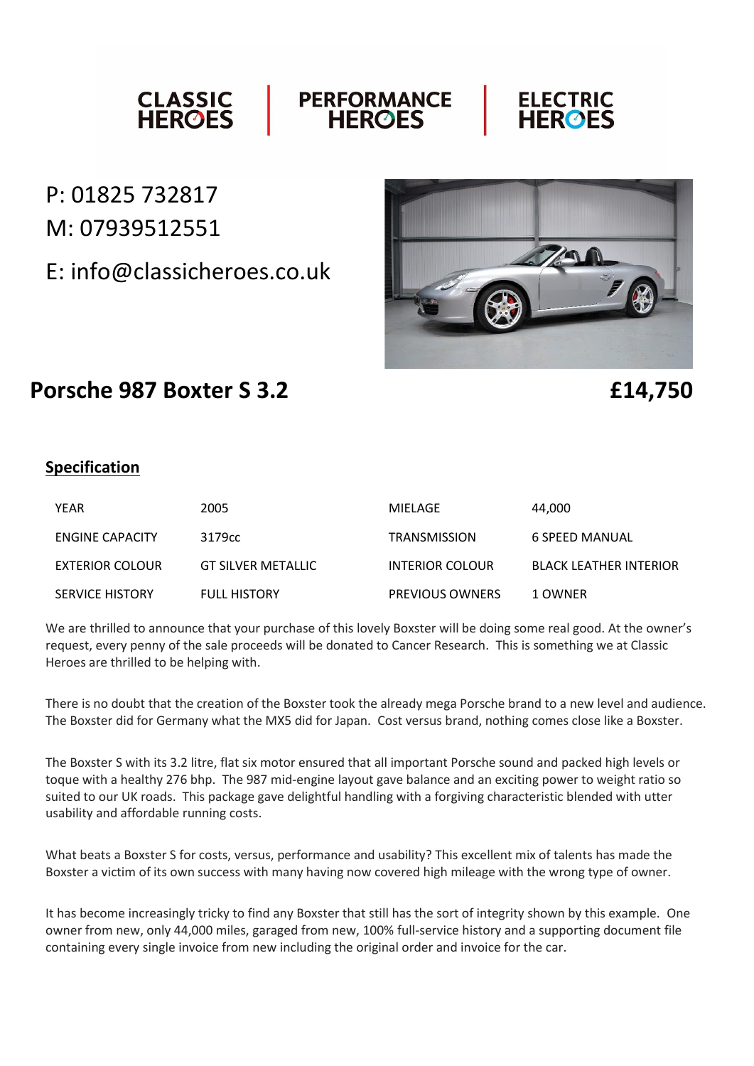CLASSIC HEROES | PERFORMANCE HEROES | ELECTRIC HEROES

P: 01825 732817

M: 07939512551

E: info@classicheroes.co.uk

## Porsche 987 Boxter S 3.2 £14,750

### Specification

| YEAR | 2005 | MIELAGE | 44,000 |
|---|---|---|---|
| ENGINE CAPACITY | 3179cc | TRANSMISSION | 6 SPEED MANUAL |
| EXTERIOR COLOUR | GT SILVER METALLIC | INTERIOR COLOUR | BLACK LEATHER INTERIOR |
| SERVICE HISTORY | FULL HISTORY | PREVIOUS OWNERS | 1 OWNER |

We are thrilled to announce that your purchase of this lovely Boxster will be doing some real good. At the owner's request, every penny of the sale proceeds will be donated to Cancer Research. This is something we at Classic Heroes are thrilled to be helping with.

There is no doubt that the creation of the Boxster took the already mega Porsche brand to a new level and audience. The Boxster did for Germany what the MX5 did for Japan. Cost versus brand, nothing comes close like a Boxster.

The Boxster S with its 3.2 litre, flat six motor ensured that all important Porsche sound and packed high levels or toque with a healthy 276 bhp. The 987 mid-engine layout gave balance and an exciting power to weight ratio so suited to our UK roads. This package gave delightful handling with a forgiving characteristic blended with utter usability and affordable running costs.

What beats a Boxster S for costs, versus, performance and usability? This excellent mix of talents has made the Boxster a victim of its own success with many having now covered high mileage with the wrong type of owner.

It has become increasingly tricky to find any Boxster that still has the sort of integrity shown by this example. One owner from new, only 44,000 miles, garaged from new, 100% full-service history and a supporting document file containing every single invoice from new including the original order and invoice for the car.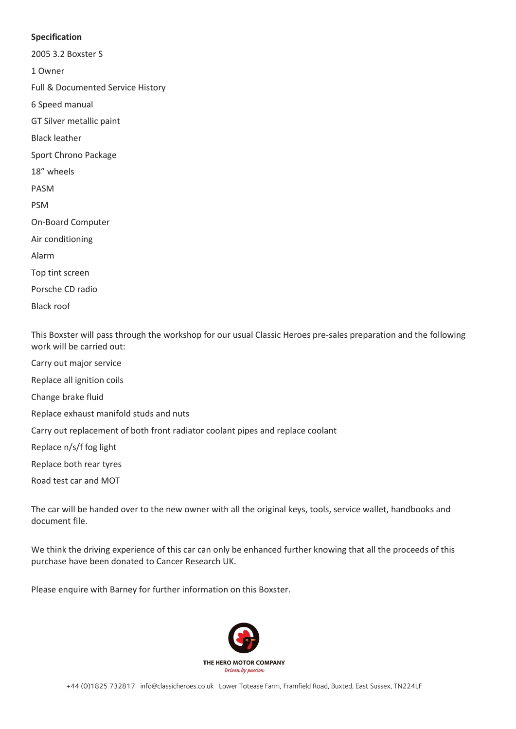**Specification**

2005 3.2 Boxster S

1 Owner

Full & Documented Service History

6 Speed manual

GT Silver metallic paint

Black leather

Sport Chrono Package

18" wheels

PASM

PSM

On-Board Computer

Air conditioning

Alarm

Top tint screen

Porsche CD radio

Black roof

This Boxster will pass through the workshop for our usual Classic Heroes pre-sales preparation and the following work will be carried out:

Carry out major service

Replace all ignition coils

Change brake fluid

Replace exhaust manifold studs and nuts

Carry out replacement of both front radiator coolant pipes and replace coolant

Replace n/s/f fog light

Replace both rear tyres

Road test car and MOT

The car will be handed over to the new owner with all the original keys, tools, service wallet, handbooks and document file.

We think the driving experience of this car can only be enhanced further knowing that all the proceeds of this purchase have been donated to Cancer Research UK.

Please enquire with Barney for further information on this Boxster.

THE HERO MOTOR COMPANY

*Driven by passion*

+44 (0)1825 732817 info@classicheroes.co.uk Lower Totease Farm, Framfield Road, Buxted, East Sussex, TN224LF